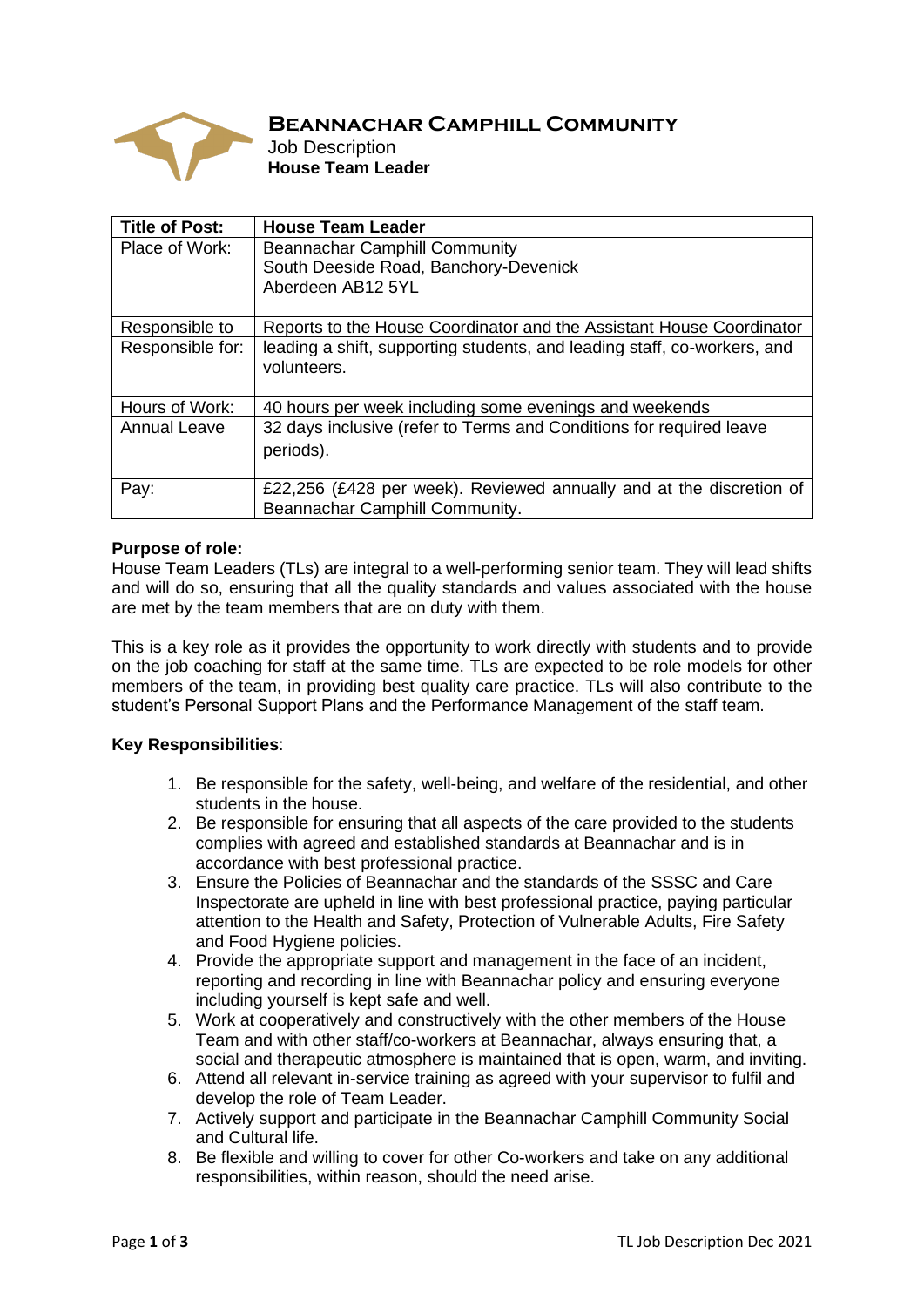# Beannachar Camphill Community

Job Description
**House Team Leader**

| **Title of Post:** | **House Team Leader** |
|---|---|
| Place of Work: | Beannachar Camphill Community<br>South Deeside Road, Banchory-Devenick<br>Aberdeen AB12 5YL |
| Responsible to | Reports to the House Coordinator and the Assistant House Coordinator |
| Responsible for: | leading a shift, supporting students, and leading staff, co-workers, and volunteers. |
| Hours of Work: | 40 hours per week including some evenings and weekends |
| Annual Leave | 32 days inclusive (refer to Terms and Conditions for required leave periods). |
| Pay: | £22,256 (£428 per week). Reviewed annually and at the discretion of Beannachar Camphill Community. |

**Purpose of role:**
House Team Leaders (TLs) are integral to a well-performing senior team. They will lead shifts and will do so, ensuring that all the quality standards and values associated with the house are met by the team members that are on duty with them.

This is a key role as it provides the opportunity to work directly with students and to provide on the job coaching for staff at the same time. TLs are expected to be role models for other members of the team, in providing best quality care practice. TLs will also contribute to the student's Personal Support Plans and the Performance Management of the staff team.

**Key Responsibilities**:

1. Be responsible for the safety, well-being, and welfare of the residential, and other students in the house.
2. Be responsible for ensuring that all aspects of the care provided to the students complies with agreed and established standards at Beannachar and is in accordance with best professional practice.
3. Ensure the Policies of Beannachar and the standards of the SSSC and Care Inspectorate are upheld in line with best professional practice, paying particular attention to the Health and Safety, Protection of Vulnerable Adults, Fire Safety and Food Hygiene policies.
4. Provide the appropriate support and management in the face of an incident, reporting and recording in line with Beannachar policy and ensuring everyone including yourself is kept safe and well.
5. Work at cooperatively and constructively with the other members of the House Team and with other staff/co-workers at Beannachar, always ensuring that, a social and therapeutic atmosphere is maintained that is open, warm, and inviting.
6. Attend all relevant in-service training as agreed with your supervisor to fulfil and develop the role of Team Leader.
7. Actively support and participate in the Beannachar Camphill Community Social and Cultural life.
8. Be flexible and willing to cover for other Co-workers and take on any additional responsibilities, within reason, should the need arise.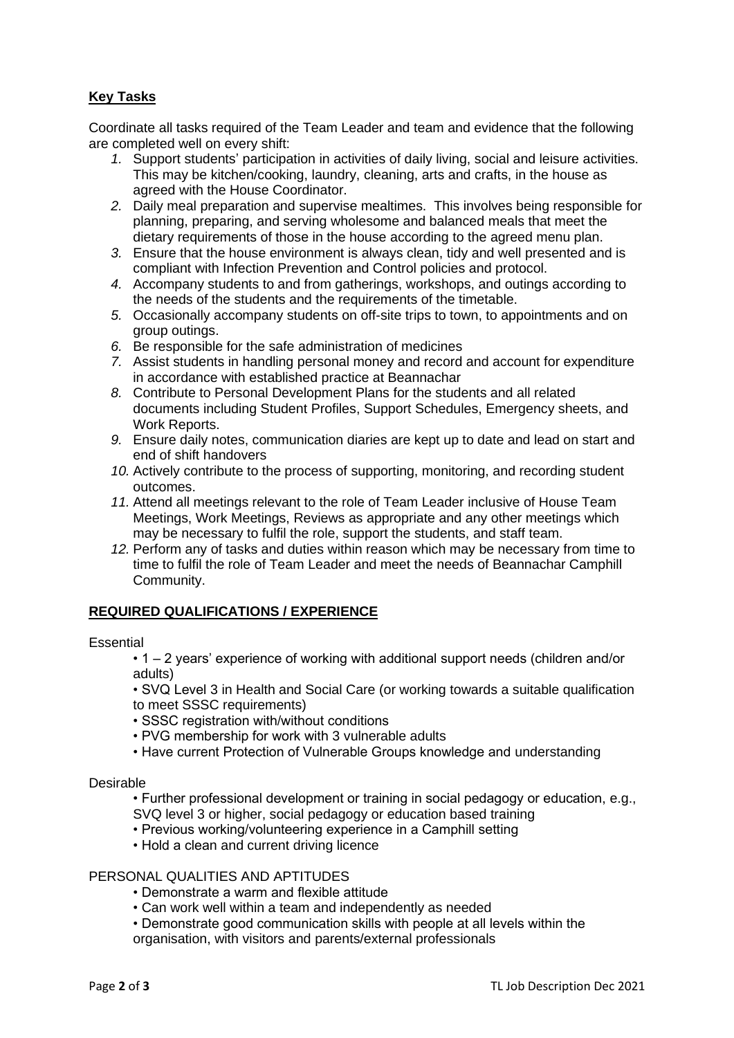## **Key Tasks**

Coordinate all tasks required of the Team Leader and team and evidence that the following are completed well on every shift:

1. Support students' participation in activities of daily living, social and leisure activities. This may be kitchen/cooking, laundry, cleaning, arts and crafts, in the house as agreed with the House Coordinator.
2. Daily meal preparation and supervise mealtimes. This involves being responsible for planning, preparing, and serving wholesome and balanced meals that meet the dietary requirements of those in the house according to the agreed menu plan.
3. Ensure that the house environment is always clean, tidy and well presented and is compliant with Infection Prevention and Control policies and protocol.
4. Accompany students to and from gatherings, workshops, and outings according to the needs of the students and the requirements of the timetable.
5. Occasionally accompany students on off-site trips to town, to appointments and on group outings.
6. Be responsible for the safe administration of medicines
7. Assist students in handling personal money and record and account for expenditure in accordance with established practice at Beannachar
8. Contribute to Personal Development Plans for the students and all related documents including Student Profiles, Support Schedules, Emergency sheets, and Work Reports.
9. Ensure daily notes, communication diaries are kept up to date and lead on start and end of shift handovers
10. Actively contribute to the process of supporting, monitoring, and recording student outcomes.
11. Attend all meetings relevant to the role of Team Leader inclusive of House Team Meetings, Work Meetings, Reviews as appropriate and any other meetings which may be necessary to fulfil the role, support the students, and staff team.
12. Perform any of tasks and duties within reason which may be necessary from time to time to fulfil the role of Team Leader and meet the needs of Beannachar Camphill Community.

## **REQUIRED QUALIFICATIONS / EXPERIENCE**

Essential

- 1 – 2 years' experience of working with additional support needs (children and/or adults)
- SVQ Level 3 in Health and Social Care (or working towards a suitable qualification to meet SSSC requirements)
- SSSC registration with/without conditions
- PVG membership for work with 3 vulnerable adults
- Have current Protection of Vulnerable Groups knowledge and understanding

Desirable

- Further professional development or training in social pedagogy or education, e.g., SVQ level 3 or higher, social pedagogy or education based training
- Previous working/volunteering experience in a Camphill setting
- Hold a clean and current driving licence

PERSONAL QUALITIES AND APTITUDES

- Demonstrate a warm and flexible attitude
- Can work well within a team and independently as needed
- Demonstrate good communication skills with people at all levels within the organisation, with visitors and parents/external professionals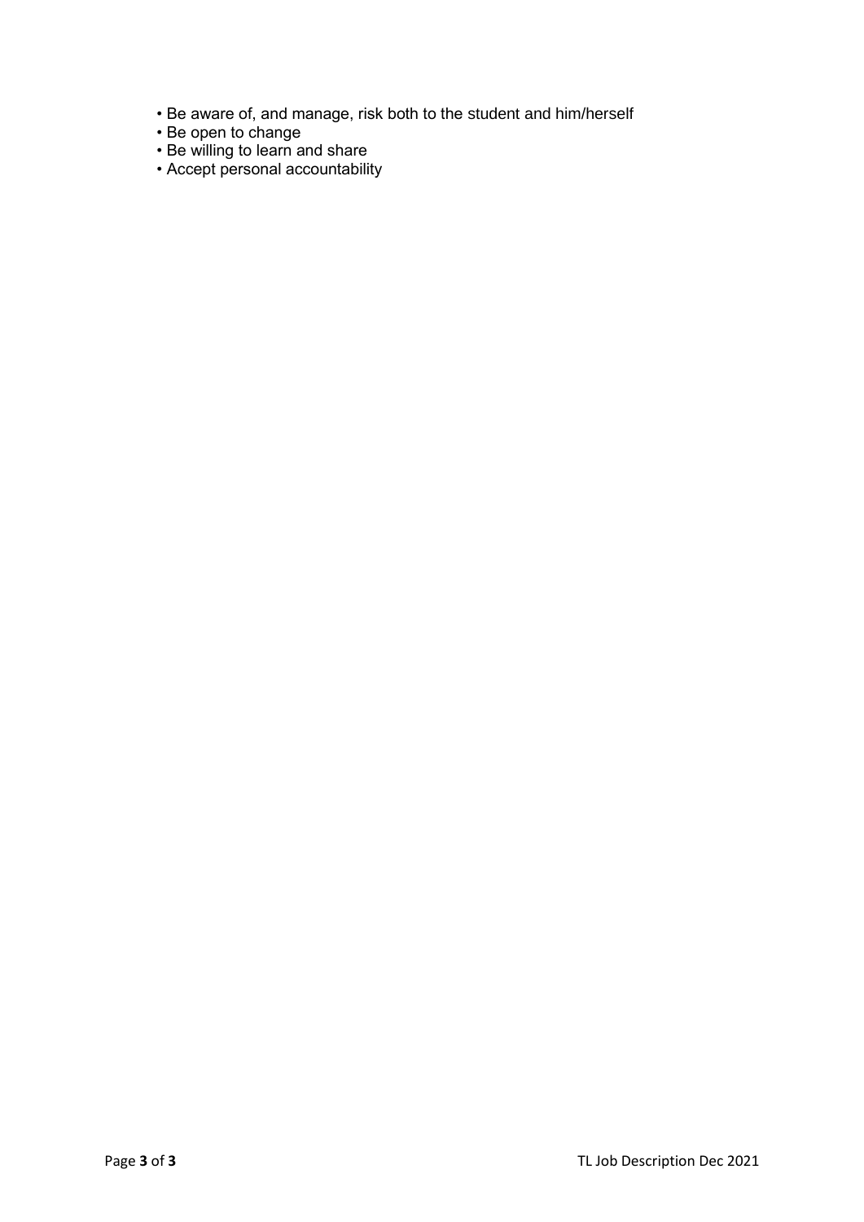- Be aware of, and manage, risk both to the student and him/herself
- Be open to change
- Be willing to learn and share
- Accept personal accountability